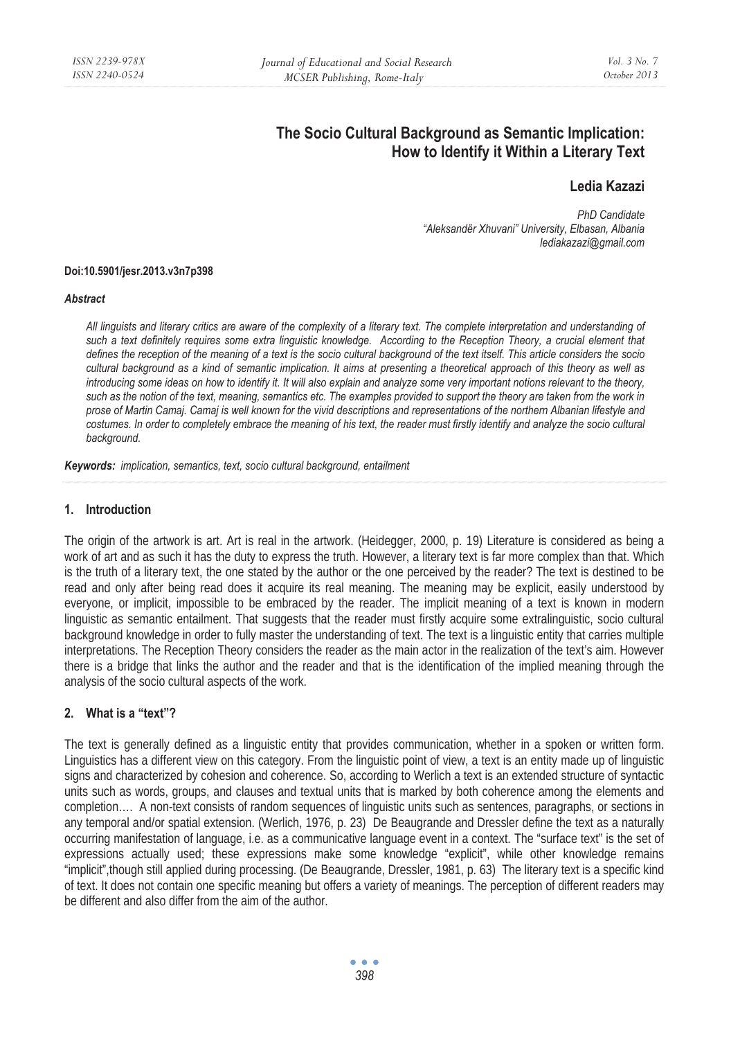# The Socio Cultural Background as Semantic Implication: How to Identify it Within a Literary Text

**Ledia Kazazi**

*PhD Candidate*
*"Aleksandër Xhuvani" University, Elbasan, Albania*
*lediakazazi@gmail.com*

**Doi:10.5901/jesr.2013.v3n7p398**

***Abstract***

*All linguists and literary critics are aware of the complexity of a literary text. The complete interpretation and understanding of such a text definitely requires some extra linguistic knowledge. According to the Reception Theory, a crucial element that defines the reception of the meaning of a text is the socio cultural background of the text itself. This article considers the socio cultural background as a kind of semantic implication. It aims at presenting a theoretical approach of this theory as well as introducing some ideas on how to identify it. It will also explain and analyze some very important notions relevant to the theory, such as the notion of the text, meaning, semantics etc. The examples provided to support the theory are taken from the work in prose of Martin Camaj. Camaj is well known for the vivid descriptions and representations of the northern Albanian lifestyle and costumes. In order to completely embrace the meaning of his text, the reader must firstly identify and analyze the socio cultural background.*

***Keywords:*** *implication, semantics, text, socio cultural background, entailment*

## 1. Introduction

The origin of the artwork is art. Art is real in the artwork. (Heidegger, 2000, p. 19) Literature is considered as being a work of art and as such it has the duty to express the truth. However, a literary text is far more complex than that. Which is the truth of a literary text, the one stated by the author or the one perceived by the reader? The text is destined to be read and only after being read does it acquire its real meaning. The meaning may be explicit, easily understood by everyone, or implicit, impossible to be embraced by the reader. The implicit meaning of a text is known in modern linguistic as semantic entailment. That suggests that the reader must firstly acquire some extralinguistic, socio cultural background knowledge in order to fully master the understanding of text. The text is a linguistic entity that carries multiple interpretations. The Reception Theory considers the reader as the main actor in the realization of the text's aim. However there is a bridge that links the author and the reader and that is the identification of the implied meaning through the analysis of the socio cultural aspects of the work.

## 2. What is a "text"?

The text is generally defined as a linguistic entity that provides communication, whether in a spoken or written form. Linguistics has a different view on this category. From the linguistic point of view, a text is an entity made up of linguistic signs and characterized by cohesion and coherence. So, according to Werlich a text is an extended structure of syntactic units such as words, groups, and clauses and textual units that is marked by both coherence among the elements and completion…. A non-text consists of random sequences of linguistic units such as sentences, paragraphs, or sections in any temporal and/or spatial extension. (Werlich, 1976, p. 23) De Beaugrande and Dressler define the text as a naturally occurring manifestation of language, i.e. as a communicative language event in a context. The "surface text" is the set of expressions actually used; these expressions make some knowledge "explicit", while other knowledge remains "implicit",though still applied during processing. (De Beaugrande, Dressler, 1981, p. 63) The literary text is a specific kind of text. It does not contain one specific meaning but offers a variety of meanings. The perception of different readers may be different and also differ from the aim of the author.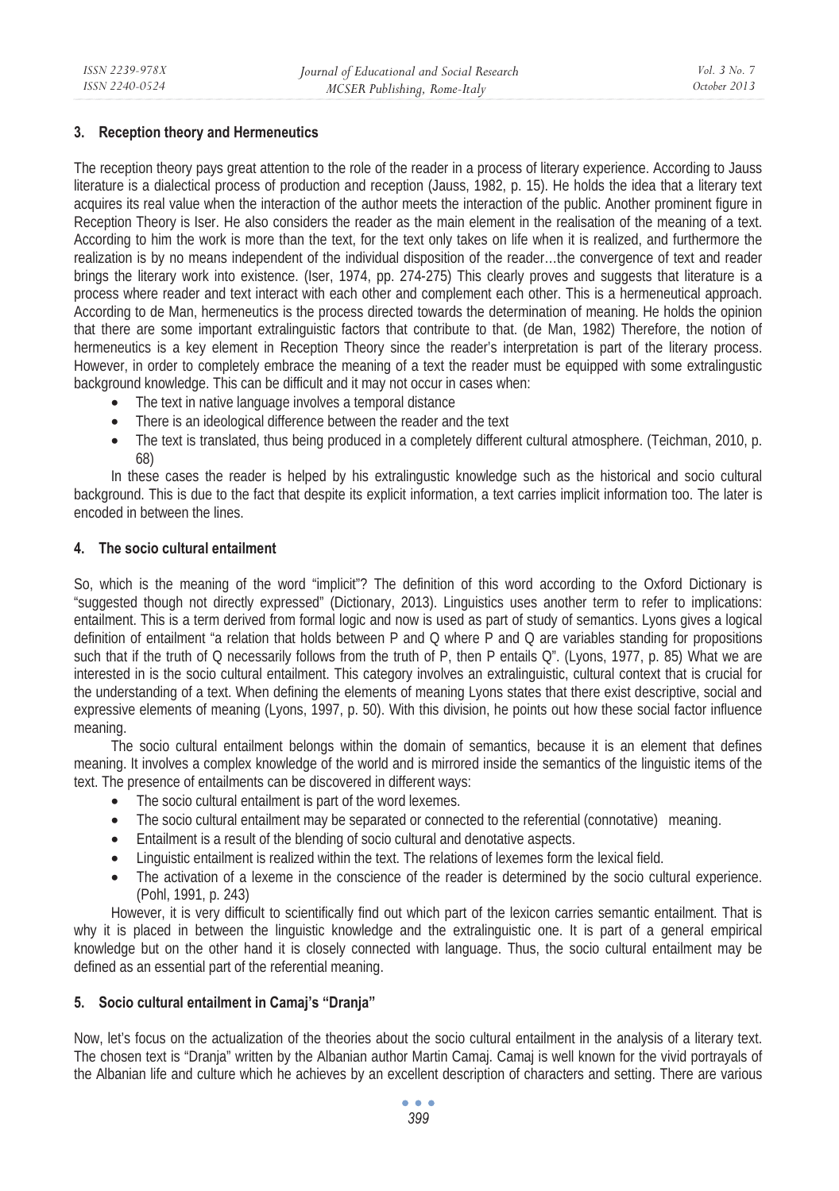## 3. Reception theory and Hermeneutics

The reception theory pays great attention to the role of the reader in a process of literary experience. According to Jauss literature is a dialectical process of production and reception (Jauss, 1982, p. 15). He holds the idea that a literary text acquires its real value when the interaction of the author meets the interaction of the public. Another prominent figure in Reception Theory is Iser. He also considers the reader as the main element in the realisation of the meaning of a text. According to him the work is more than the text, for the text only takes on life when it is realized, and furthermore the realization is by no means independent of the individual disposition of the reader…the convergence of text and reader brings the literary work into existence. (Iser, 1974, pp. 274-275) This clearly proves and suggests that literature is a process where reader and text interact with each other and complement each other. This is a hermeneutical approach. According to de Man, hermeneutics is the process directed towards the determination of meaning. He holds the opinion that there are some important extralinguistic factors that contribute to that. (de Man, 1982) Therefore, the notion of hermeneutics is a key element in Reception Theory since the reader's interpretation is part of the literary process. However, in order to completely embrace the meaning of a text the reader must be equipped with some extralingustic background knowledge. This can be difficult and it may not occur in cases when:

- The text in native language involves a temporal distance
- There is an ideological difference between the reader and the text
- The text is translated, thus being produced in a completely different cultural atmosphere. (Teichman, 2010, p. 68)

In these cases the reader is helped by his extralingustic knowledge such as the historical and socio cultural background. This is due to the fact that despite its explicit information, a text carries implicit information too. The later is encoded in between the lines.

## 4. The socio cultural entailment

So, which is the meaning of the word "implicit"? The definition of this word according to the Oxford Dictionary is "suggested though not directly expressed" (Dictionary, 2013). Linguistics uses another term to refer to implications: entailment. This is a term derived from formal logic and now is used as part of study of semantics. Lyons gives a logical definition of entailment "a relation that holds between P and Q where P and Q are variables standing for propositions such that if the truth of Q necessarily follows from the truth of P, then P entails Q". (Lyons, 1977, p. 85) What we are interested in is the socio cultural entailment. This category involves an extralinguistic, cultural context that is crucial for the understanding of a text. When defining the elements of meaning Lyons states that there exist descriptive, social and expressive elements of meaning (Lyons, 1997, p. 50). With this division, he points out how these social factor influence meaning.

The socio cultural entailment belongs within the domain of semantics, because it is an element that defines meaning. It involves a complex knowledge of the world and is mirrored inside the semantics of the linguistic items of the text. The presence of entailments can be discovered in different ways:

- The socio cultural entailment is part of the word lexemes.
- The socio cultural entailment may be separated or connected to the referential (connotative) meaning.
- Entailment is a result of the blending of socio cultural and denotative aspects.
- Linguistic entailment is realized within the text. The relations of lexemes form the lexical field.
- The activation of a lexeme in the conscience of the reader is determined by the socio cultural experience. (Pohl, 1991, p. 243)

However, it is very difficult to scientifically find out which part of the lexicon carries semantic entailment. That is why it is placed in between the linguistic knowledge and the extralinguistic one. It is part of a general empirical knowledge but on the other hand it is closely connected with language. Thus, the socio cultural entailment may be defined as an essential part of the referential meaning.

## 5. Socio cultural entailment in Camaj's "Dranja"

Now, let's focus on the actualization of the theories about the socio cultural entailment in the analysis of a literary text. The chosen text is "Dranja" written by the Albanian author Martin Camaj. Camaj is well known for the vivid portrayals of the Albanian life and culture which he achieves by an excellent description of characters and setting. There are various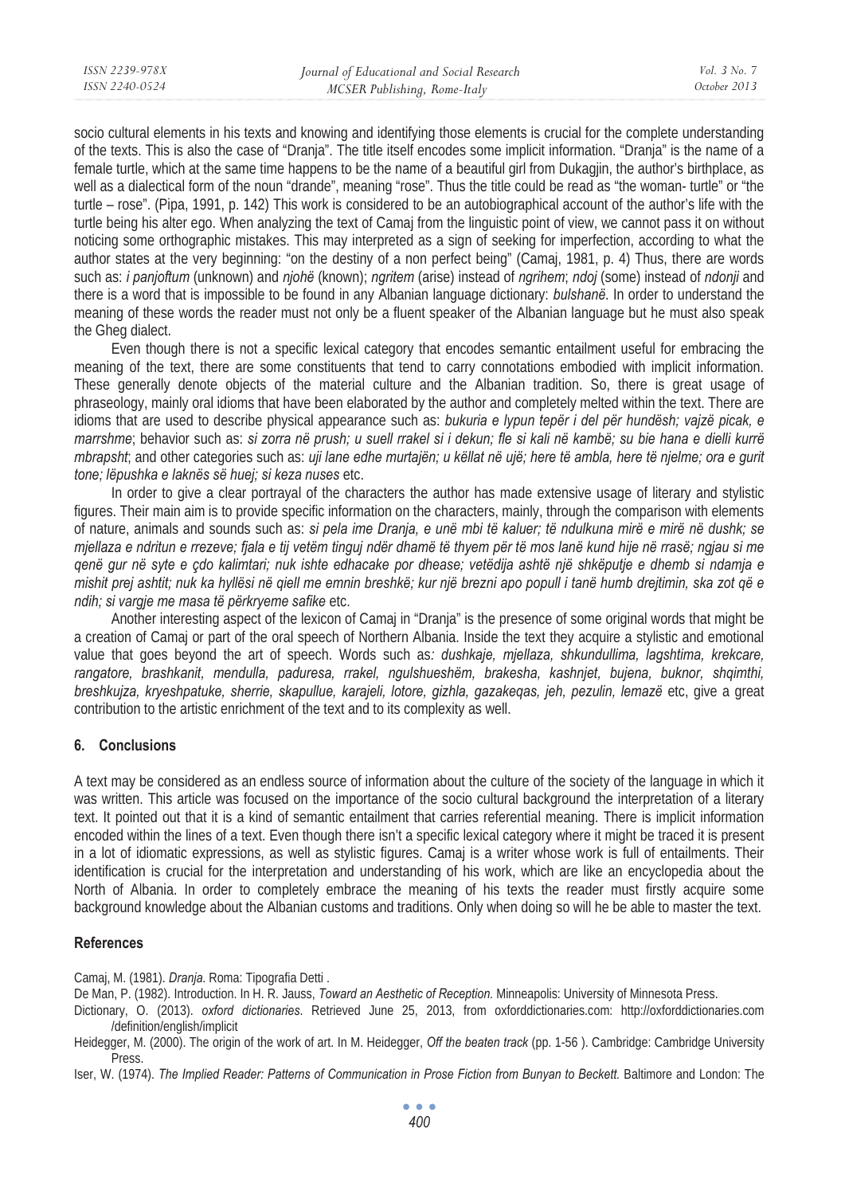socio cultural elements in his texts and knowing and identifying those elements is crucial for the complete understanding of the texts. This is also the case of "Dranja". The title itself encodes some implicit information. "Dranja" is the name of a female turtle, which at the same time happens to be the name of a beautiful girl from Dukagjin, the author's birthplace, as well as a dialectical form of the noun "drande", meaning "rose". Thus the title could be read as "the woman- turtle" or "the turtle – rose". (Pipa, 1991, p. 142) This work is considered to be an autobiographical account of the author's life with the turtle being his alter ego. When analyzing the text of Camaj from the linguistic point of view, we cannot pass it on without noticing some orthographic mistakes. This may interpreted as a sign of seeking for imperfection, according to what the author states at the very beginning: "on the destiny of a non perfect being" (Camaj, 1981, p. 4) Thus, there are words such as: *i panjoftum* (unknown) and *njohë* (known); *ngritem* (arise) instead of *ngrihem*; *ndoj* (some) instead of *ndonji* and there is a word that is impossible to be found in any Albanian language dictionary: *bulshanë*. In order to understand the meaning of these words the reader must not only be a fluent speaker of the Albanian language but he must also speak the Gheg dialect.

Even though there is not a specific lexical category that encodes semantic entailment useful for embracing the meaning of the text, there are some constituents that tend to carry connotations embodied with implicit information. These generally denote objects of the material culture and the Albanian tradition. So, there is great usage of phraseology, mainly oral idioms that have been elaborated by the author and completely melted within the text. There are idioms that are used to describe physical appearance such as: *bukuria e lypun tepër i del për hundësh; vajzë picak, e marrshme*; behavior such as: *si zorra në prush; u suell rrakel si i dekun; fle si kali në kambë; su bie hana e dielli kurrë mbrapsht*; and other categories such as: *uji lane edhe murtajën; u këllat në ujë; here të ambla, here të njelme; ora e gurit tone; lëpushka e laknës së huej; si keza nuses* etc.

In order to give a clear portrayal of the characters the author has made extensive usage of literary and stylistic figures. Their main aim is to provide specific information on the characters, mainly, through the comparison with elements of nature, animals and sounds such as: *si pela ime Dranja, e unë mbi të kaluer; të ndulkuna mirë e mirë në dushk; se mjellaza e ndritun e rrezeve; fjala e tij vetëm tinguj ndër dhamë të thyem për të mos lanë kund hije në rrasë; ngjau si me qenë gur në syte e çdo kalimtari; nuk ishte edhacake por dhease; vetëdija ashtë një shkëputje e dhemb si ndamja e mishit prej ashtit; nuk ka hyllësi në qiell me emnin breshkë; kur një brezni apo popull i tanë humb drejtimin, ska zot që e ndih; si vargje me masa të përkryeme safike* etc.

Another interesting aspect of the lexicon of Camaj in "Dranja" is the presence of some original words that might be a creation of Camaj or part of the oral speech of Northern Albania. Inside the text they acquire a stylistic and emotional value that goes beyond the art of speech. Words such as*: dushkaje, mjellaza, shkundullima, lagshtima, krekcare, rangatore, brashkanit, mendulla, paduresa, rrakel, ngulshueshëm, brakesha, kashnjet, bujena, buknor, shqimthi, breshkujza, kryeshpatuke, sherrie, skapullue, karajeli, lotore, gizhla, gazakeqas, jeh, pezulin, lemazë* etc, give a great contribution to the artistic enrichment of the text and to its complexity as well.

## 6. Conclusions

A text may be considered as an endless source of information about the culture of the society of the language in which it was written. This article was focused on the importance of the socio cultural background the interpretation of a literary text. It pointed out that it is a kind of semantic entailment that carries referential meaning. There is implicit information encoded within the lines of a text. Even though there isn't a specific lexical category where it might be traced it is present in a lot of idiomatic expressions, as well as stylistic figures. Camaj is a writer whose work is full of entailments. Their identification is crucial for the interpretation and understanding of his work, which are like an encyclopedia about the North of Albania. In order to completely embrace the meaning of his texts the reader must firstly acquire some background knowledge about the Albanian customs and traditions. Only when doing so will he be able to master the text.

## References

Camaj, M. (1981). *Dranja.* Roma: Tipografia Detti .

De Man, P. (1982). Introduction. In H. R. Jauss, *Toward an Aesthetic of Reception.* Minneapolis: University of Minnesota Press.

Dictionary, O. (2013). *oxford dictionaries*. Retrieved June 25, 2013, from oxforddictionaries.com: http://oxforddictionaries.com /definition/english/implicit

Heidegger, M. (2000). The origin of the work of art. In M. Heidegger, *Off the beaten track* (pp. 1-56 ). Cambridge: Cambridge University Press.

Iser, W. (1974). *The Implied Reader: Patterns of Communication in Prose Fiction from Bunyan to Beckett.* Baltimore and London: The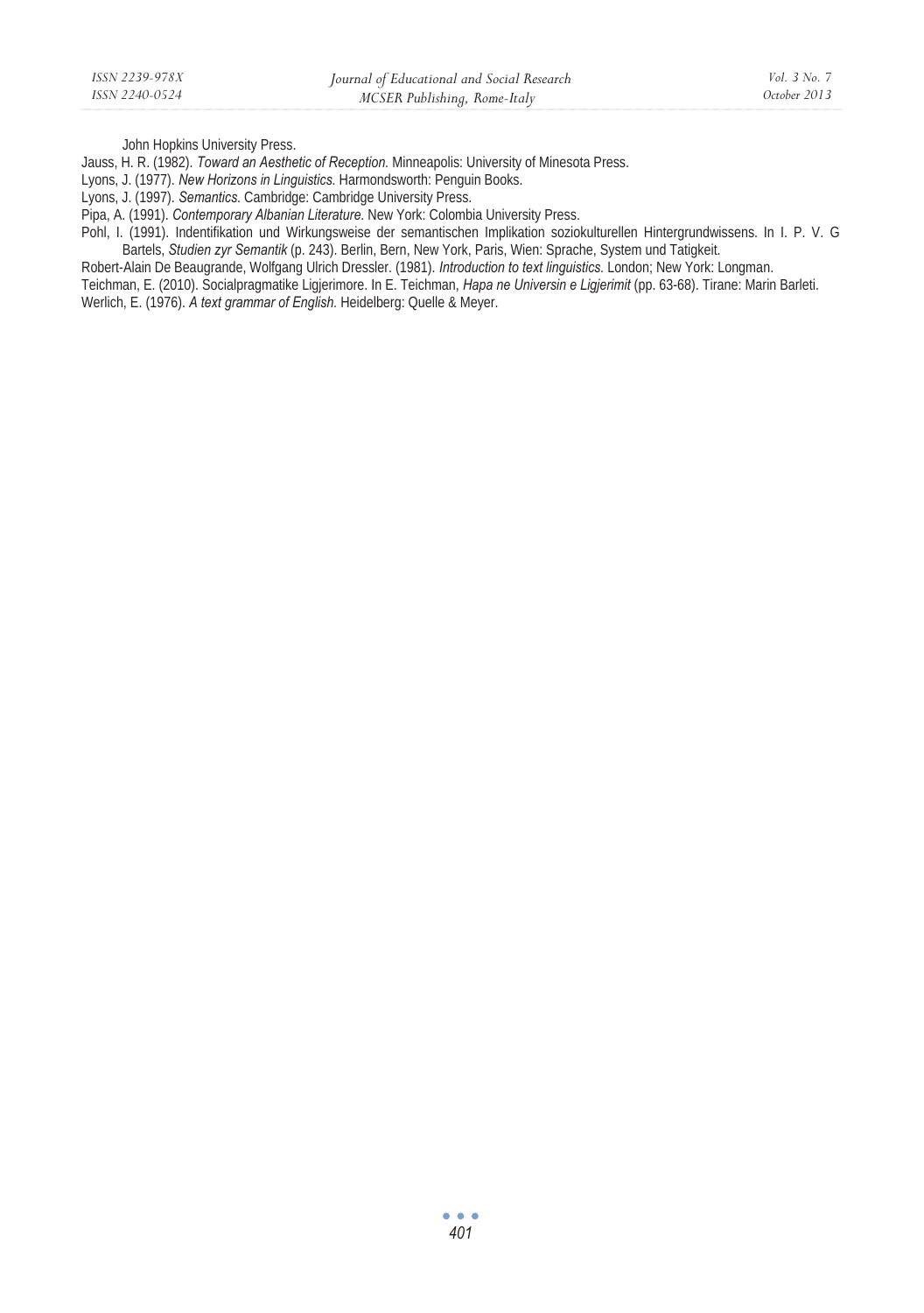John Hopkins University Press.

Jauss, H. R. (1982). *Toward an Aesthetic of Reception.* Minneapolis: University of Minesota Press.

Lyons, J. (1977). *New Horizons in Linguistics.* Harmondsworth: Penguin Books.

Lyons, J. (1997). *Semantics.* Cambridge: Cambridge University Press.

Pipa, A. (1991). *Contemporary Albanian Literature.* New York: Colombia University Press.

Pohl, I. (1991). Indentifikation und Wirkungsweise der semantischen Implikation soziokulturellen Hintergrundwissens. In I. P. V. G Bartels, *Studien zyr Semantik* (p. 243). Berlin, Bern, New York, Paris, Wien: Sprache, System und Tatigkeit.

Robert-Alain De Beaugrande, Wolfgang Ulrich Dressler. (1981). *Introduction to text linguistics.* London; New York: Longman.

Teichman, E. (2010). Socialpragmatike Ligjerimore. In E. Teichman, *Hapa ne Universin e Ligjerimit* (pp. 63-68). Tirane: Marin Barleti.

Werlich, E. (1976). *A text grammar of English.* Heidelberg: Quelle & Meyer.